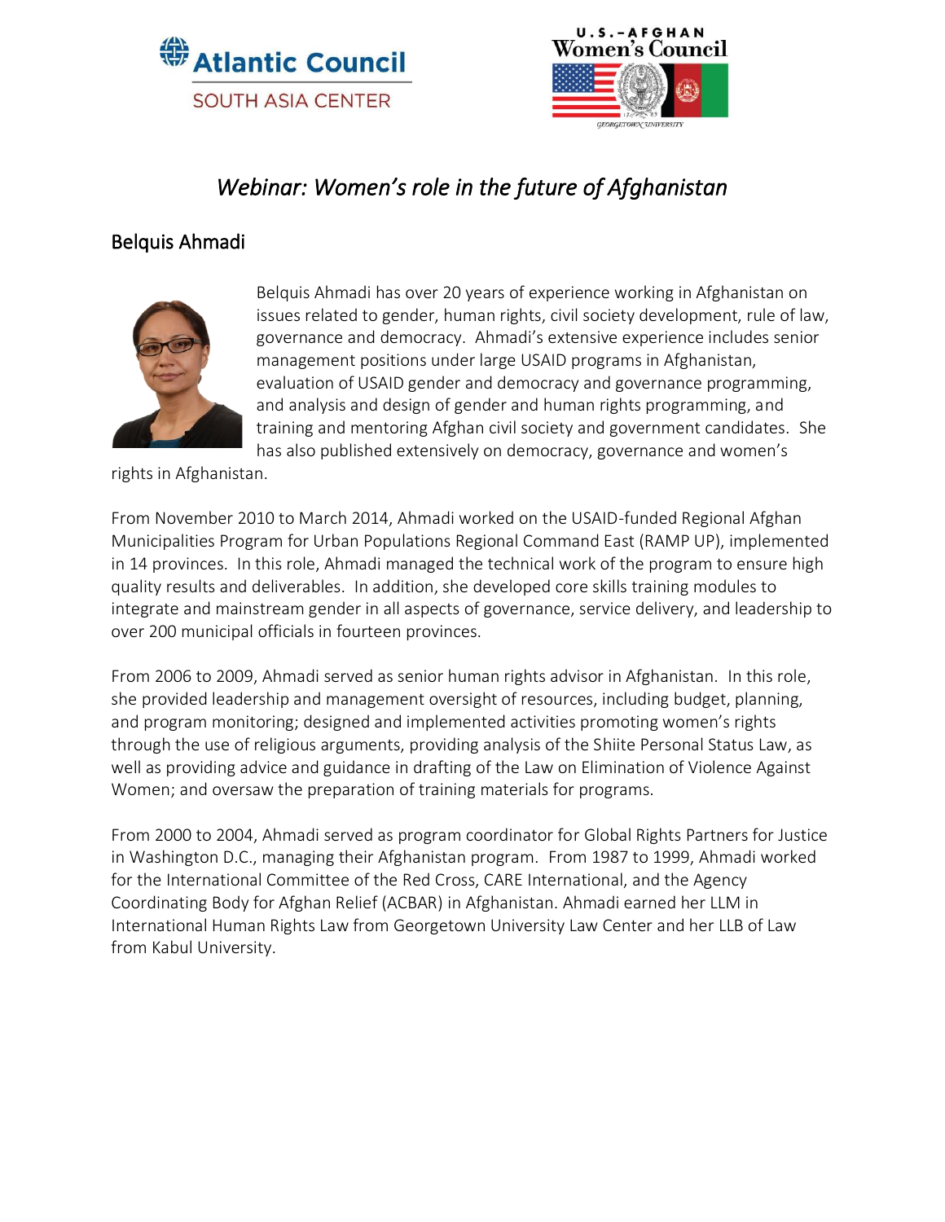Atlantic Council
SOUTH ASIA CENTER

U.S.-AFGHAN
Women's Council
GEORGETOWN UNIVERSITY

# *Webinar: Women's role in the future of Afghanistan*

## Belquis Ahmadi

Belquis Ahmadi has over 20 years of experience working in Afghanistan on issues related to gender, human rights, civil society development, rule of law, governance and democracy. Ahmadi's extensive experience includes senior management positions under large USAID programs in Afghanistan, evaluation of USAID gender and democracy and governance programming, and analysis and design of gender and human rights programming, and training and mentoring Afghan civil society and government candidates. She has also published extensively on democracy, governance and women's rights in Afghanistan.

From November 2010 to March 2014, Ahmadi worked on the USAID-funded Regional Afghan Municipalities Program for Urban Populations Regional Command East (RAMP UP), implemented in 14 provinces. In this role, Ahmadi managed the technical work of the program to ensure high quality results and deliverables. In addition, she developed core skills training modules to integrate and mainstream gender in all aspects of governance, service delivery, and leadership to over 200 municipal officials in fourteen provinces.

From 2006 to 2009, Ahmadi served as senior human rights advisor in Afghanistan. In this role, she provided leadership and management oversight of resources, including budget, planning, and program monitoring; designed and implemented activities promoting women's rights through the use of religious arguments, providing analysis of the Shiite Personal Status Law, as well as providing advice and guidance in drafting of the Law on Elimination of Violence Against Women; and oversaw the preparation of training materials for programs.

From 2000 to 2004, Ahmadi served as program coordinator for Global Rights Partners for Justice in Washington D.C., managing their Afghanistan program. From 1987 to 1999, Ahmadi worked for the International Committee of the Red Cross, CARE International, and the Agency Coordinating Body for Afghan Relief (ACBAR) in Afghanistan. Ahmadi earned her LLM in International Human Rights Law from Georgetown University Law Center and her LLB of Law from Kabul University.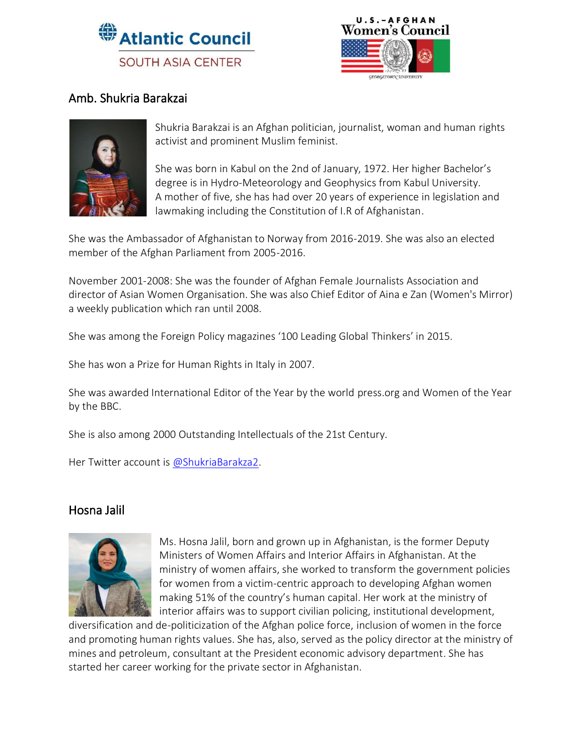## Amb. Shukria Barakzai

Shukria Barakzai is an Afghan politician, journalist, woman and human rights activist and prominent Muslim feminist.

She was born in Kabul on the 2nd of January, 1972. Her higher Bachelor's degree is in Hydro-Meteorology and Geophysics from Kabul University. A mother of five, she has had over 20 years of experience in legislation and lawmaking including the Constitution of I.R of Afghanistan.

She was the Ambassador of Afghanistan to Norway from 2016-2019. She was also an elected member of the Afghan Parliament from 2005-2016.

November 2001-2008: She was the founder of Afghan Female Journalists Association and director of Asian Women Organisation. She was also Chief Editor of Aina e Zan (Women's Mirror) a weekly publication which ran until 2008.

She was among the Foreign Policy magazines '100 Leading Global Thinkers' in 2015.

She has won a Prize for Human Rights in Italy in 2007.

She was awarded International Editor of the Year by the world press.org and Women of the Year by the BBC.

She is also among 2000 Outstanding Intellectuals of the 21st Century.

Her Twitter account is [@ShukriaBarakza2](https://twitter.com/ShukriaBarakza2).

## Hosna Jalil

Ms. Hosna Jalil, born and grown up in Afghanistan, is the former Deputy Ministers of Women Affairs and Interior Affairs in Afghanistan. At the ministry of women affairs, she worked to transform the government policies for women from a victim-centric approach to developing Afghan women making 51% of the country's human capital. Her work at the ministry of interior affairs was to support civilian policing, institutional development, diversification and de-politicization of the Afghan police force, inclusion of women in the force and promoting human rights values. She has, also, served as the policy director at the ministry of mines and petroleum, consultant at the President economic advisory department. She has started her career working for the private sector in Afghanistan.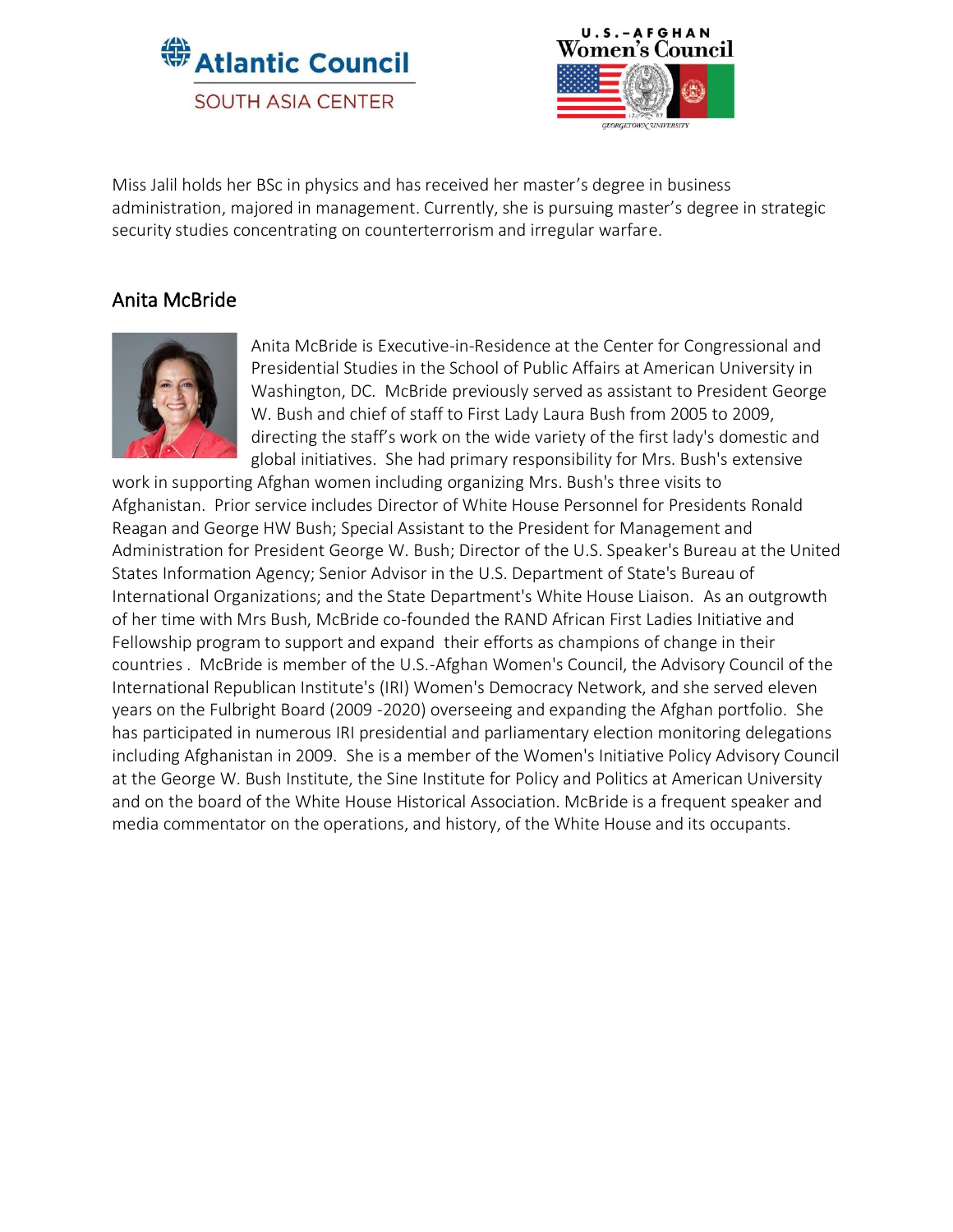Miss Jalil holds her BSc in physics and has received her master's degree in business administration, majored in management. Currently, she is pursuing master's degree in strategic security studies concentrating on counterterrorism and irregular warfare.

## Anita McBride

Anita McBride is Executive-in-Residence at the Center for Congressional and Presidential Studies in the School of Public Affairs at American University in Washington, DC. McBride previously served as assistant to President George W. Bush and chief of staff to First Lady Laura Bush from 2005 to 2009, directing the staff's work on the wide variety of the first lady's domestic and global initiatives. She had primary responsibility for Mrs. Bush's extensive work in supporting Afghan women including organizing Mrs. Bush's three visits to Afghanistan. Prior service includes Director of White House Personnel for Presidents Ronald Reagan and George HW Bush; Special Assistant to the President for Management and Administration for President George W. Bush; Director of the U.S. Speaker's Bureau at the United States Information Agency; Senior Advisor in the U.S. Department of State's Bureau of International Organizations; and the State Department's White House Liaison. As an outgrowth of her time with Mrs Bush, McBride co-founded the RAND African First Ladies Initiative and Fellowship program to support and expand their efforts as champions of change in their countries . McBride is member of the U.S.-Afghan Women's Council, the Advisory Council of the International Republican Institute's (IRI) Women's Democracy Network, and she served eleven years on the Fulbright Board (2009 -2020) overseeing and expanding the Afghan portfolio. She has participated in numerous IRI presidential and parliamentary election monitoring delegations including Afghanistan in 2009. She is a member of the Women's Initiative Policy Advisory Council at the George W. Bush Institute, the Sine Institute for Policy and Politics at American University and on the board of the White House Historical Association. McBride is a frequent speaker and media commentator on the operations, and history, of the White House and its occupants.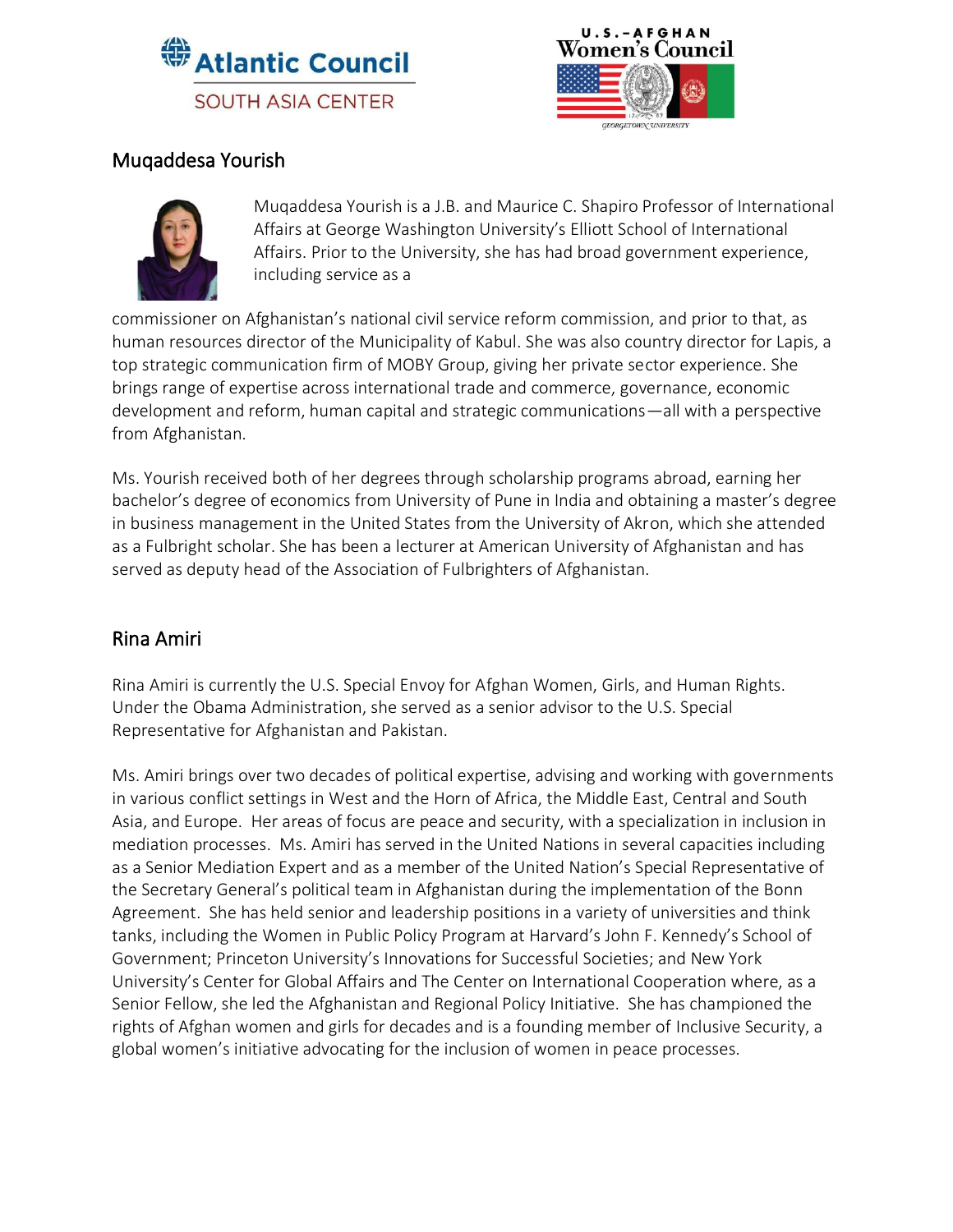## Muqaddesa Yourish

Muqaddesa Yourish is a J.B. and Maurice C. Shapiro Professor of International Affairs at George Washington University's Elliott School of International Affairs. Prior to the University, she has had broad government experience, including service as a commissioner on Afghanistan's national civil service reform commission, and prior to that, as human resources director of the Municipality of Kabul. She was also country director for Lapis, a top strategic communication firm of MOBY Group, giving her private sector experience. She brings range of expertise across international trade and commerce, governance, economic development and reform, human capital and strategic communications—all with a perspective from Afghanistan.

Ms. Yourish received both of her degrees through scholarship programs abroad, earning her bachelor's degree of economics from University of Pune in India and obtaining a master's degree in business management in the United States from the University of Akron, which she attended as a Fulbright scholar. She has been a lecturer at American University of Afghanistan and has served as deputy head of the Association of Fulbrighters of Afghanistan.

## Rina Amiri

Rina Amiri is currently the U.S. Special Envoy for Afghan Women, Girls, and Human Rights. Under the Obama Administration, she served as a senior advisor to the U.S. Special Representative for Afghanistan and Pakistan.

Ms. Amiri brings over two decades of political expertise, advising and working with governments in various conflict settings in West and the Horn of Africa, the Middle East, Central and South Asia, and Europe. Her areas of focus are peace and security, with a specialization in inclusion in mediation processes. Ms. Amiri has served in the United Nations in several capacities including as a Senior Mediation Expert and as a member of the United Nation's Special Representative of the Secretary General's political team in Afghanistan during the implementation of the Bonn Agreement. She has held senior and leadership positions in a variety of universities and think tanks, including the Women in Public Policy Program at Harvard's John F. Kennedy's School of Government; Princeton University's Innovations for Successful Societies; and New York University's Center for Global Affairs and The Center on International Cooperation where, as a Senior Fellow, she led the Afghanistan and Regional Policy Initiative. She has championed the rights of Afghan women and girls for decades and is a founding member of Inclusive Security, a global women's initiative advocating for the inclusion of women in peace processes.